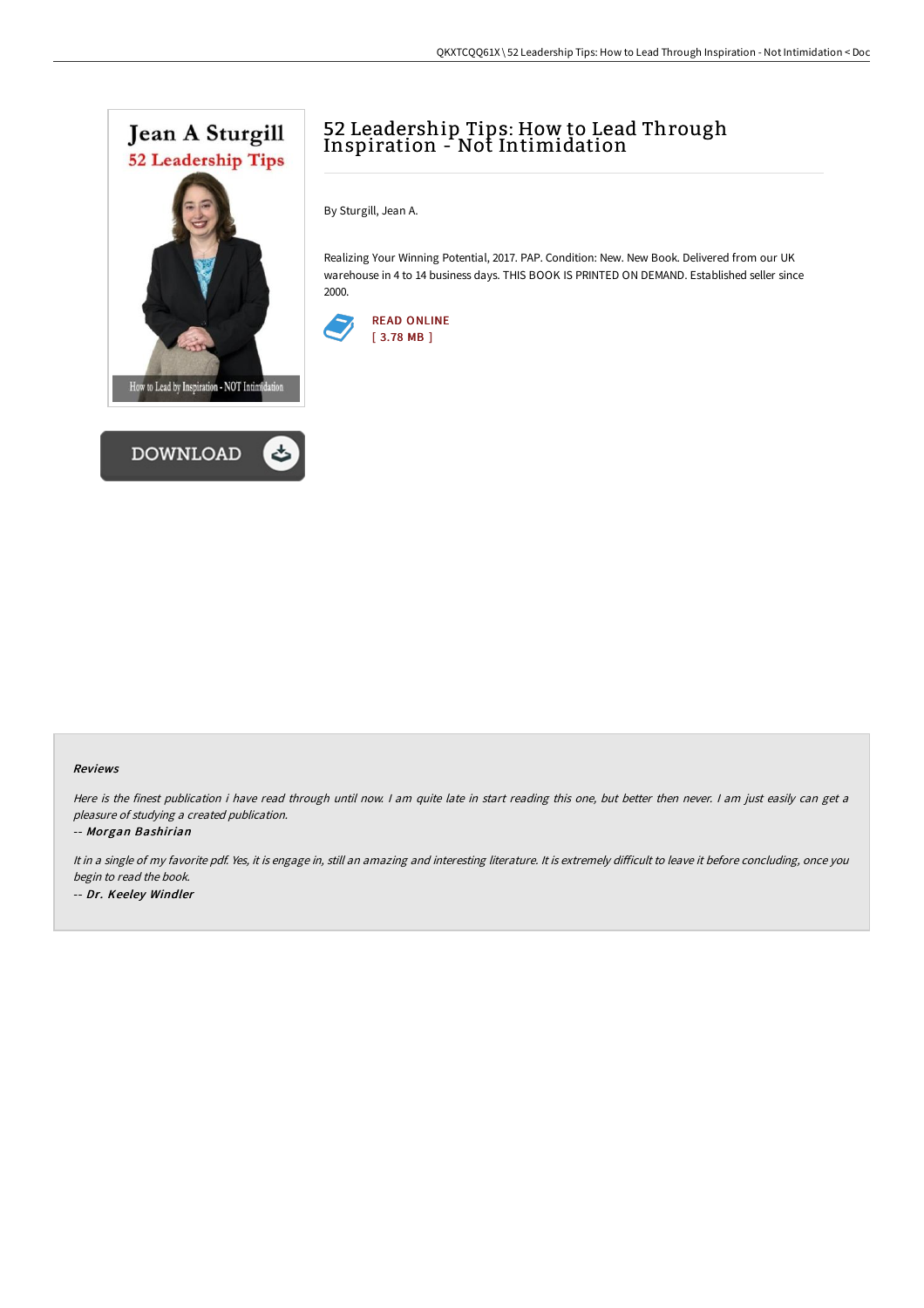# 52 Leadership Tips: How to Lead Through Inspiration - Not Intimidation

By Sturgill, Jean A.

Realizing Your Winning Potential, 2017. PAP. Condition: New. New Book. Delivered from our UK warehouse in 4 to 14 business days. THIS BOOK IS PRINTED ON DEMAND. Established seller since 2000.

READ ONLINE
[ 3.78 MB ]

DOWNLOAD

### Reviews

*Here is the finest publication i have read through until now. I am quite late in start reading this one, but better then never. I am just easily can get a pleasure of studying a created publication.*

-- ***Morgan Bashirian***

*It in a single of my favorite pdf. Yes, it is engage in, still an amazing and interesting literature. It is extremely difficult to leave it before concluding, once you begin to read the book.*

-- ***Dr. Keeley Windler***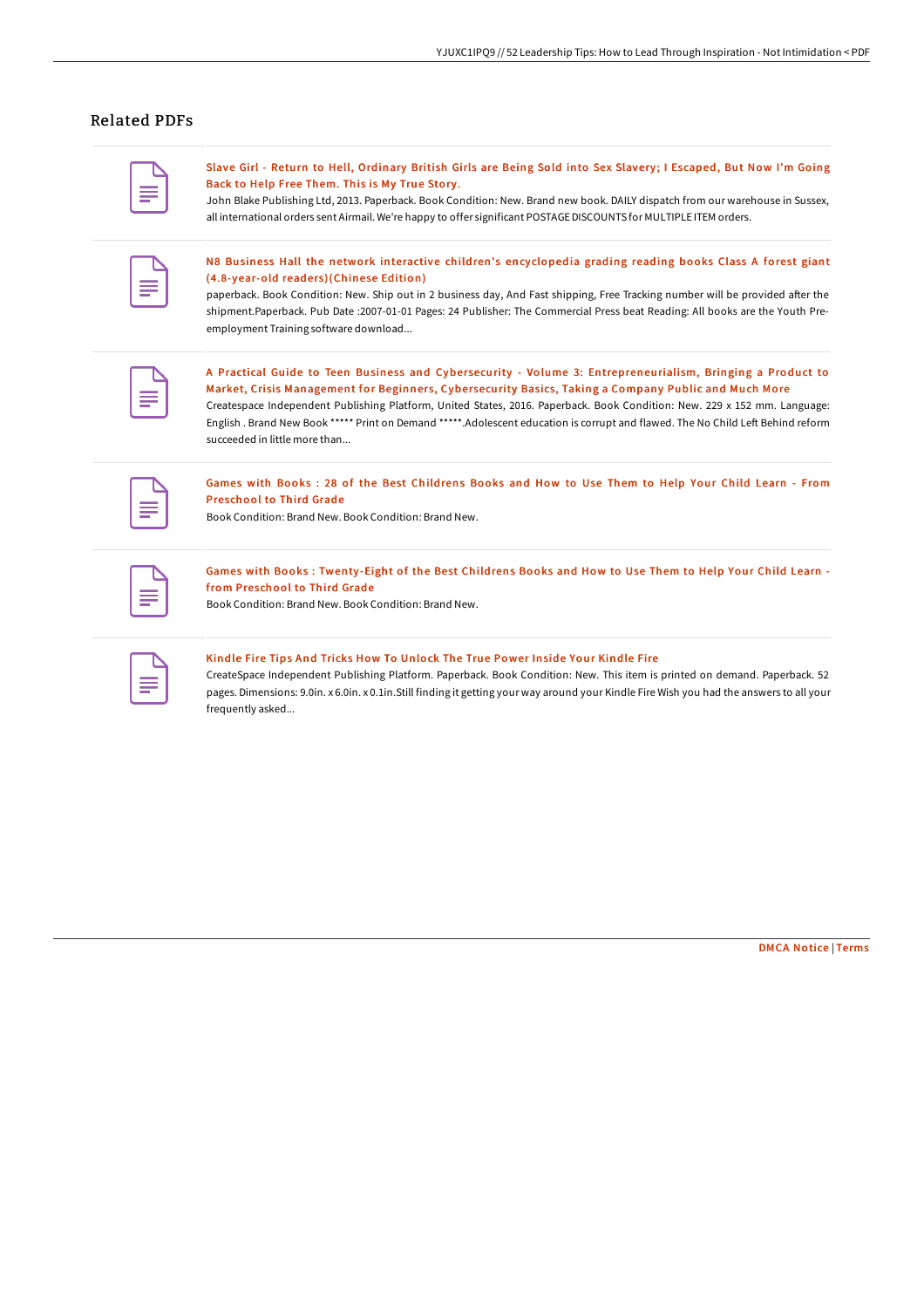## Related PDFs

**Slave Girl - Return to Hell, Ordinary British Girls are Being Sold into Sex Slavery; I Escaped, But Now I'm Going Back to Help Free Them. This is My True Story.**

John Blake Publishing Ltd, 2013. Paperback. Book Condition: New. Brand new book. DAILY dispatch from our warehouse in Sussex, all international orders sent Airmail. We're happy to offer significant POSTAGE DISCOUNTS for MULTIPLE ITEM orders.

**N8 Business Hall the network interactive children's encyclopedia grading reading books Class A forest giant (4.8-year-old readers)(Chinese Edition)**

paperback. Book Condition: New. Ship out in 2 business day, And Fast shipping, Free Tracking number will be provided after the shipment.Paperback. Pub Date :2007-01-01 Pages: 24 Publisher: The Commercial Press beat Reading: All books are the Youth Pre-employment Training software download...

**A Practical Guide to Teen Business and Cybersecurity - Volume 3: Entrepreneurialism, Bringing a Product to Market, Crisis Management for Beginners, Cybersecurity Basics, Taking a Company Public and Much More**

Createspace Independent Publishing Platform, United States, 2016. Paperback. Book Condition: New. 229 x 152 mm. Language: English . Brand New Book ***** Print on Demand *****.Adolescent education is corrupt and flawed. The No Child Left Behind reform succeeded in little more than...

**Games with Books : 28 of the Best Childrens Books and How to Use Them to Help Your Child Learn - From Preschool to Third Grade**

Book Condition: Brand New. Book Condition: Brand New.

**Games with Books : Twenty-Eight of the Best Childrens Books and How to Use Them to Help Your Child Learn - from Preschool to Third Grade**

Book Condition: Brand New. Book Condition: Brand New.

**Kindle Fire Tips And Tricks How To Unlock The True Power Inside Your Kindle Fire**

CreateSpace Independent Publishing Platform. Paperback. Book Condition: New. This item is printed on demand. Paperback. 52 pages. Dimensions: 9.0in. x 6.0in. x 0.1in.Still finding it getting your way around your Kindle Fire Wish you had the answers to all your frequently asked...